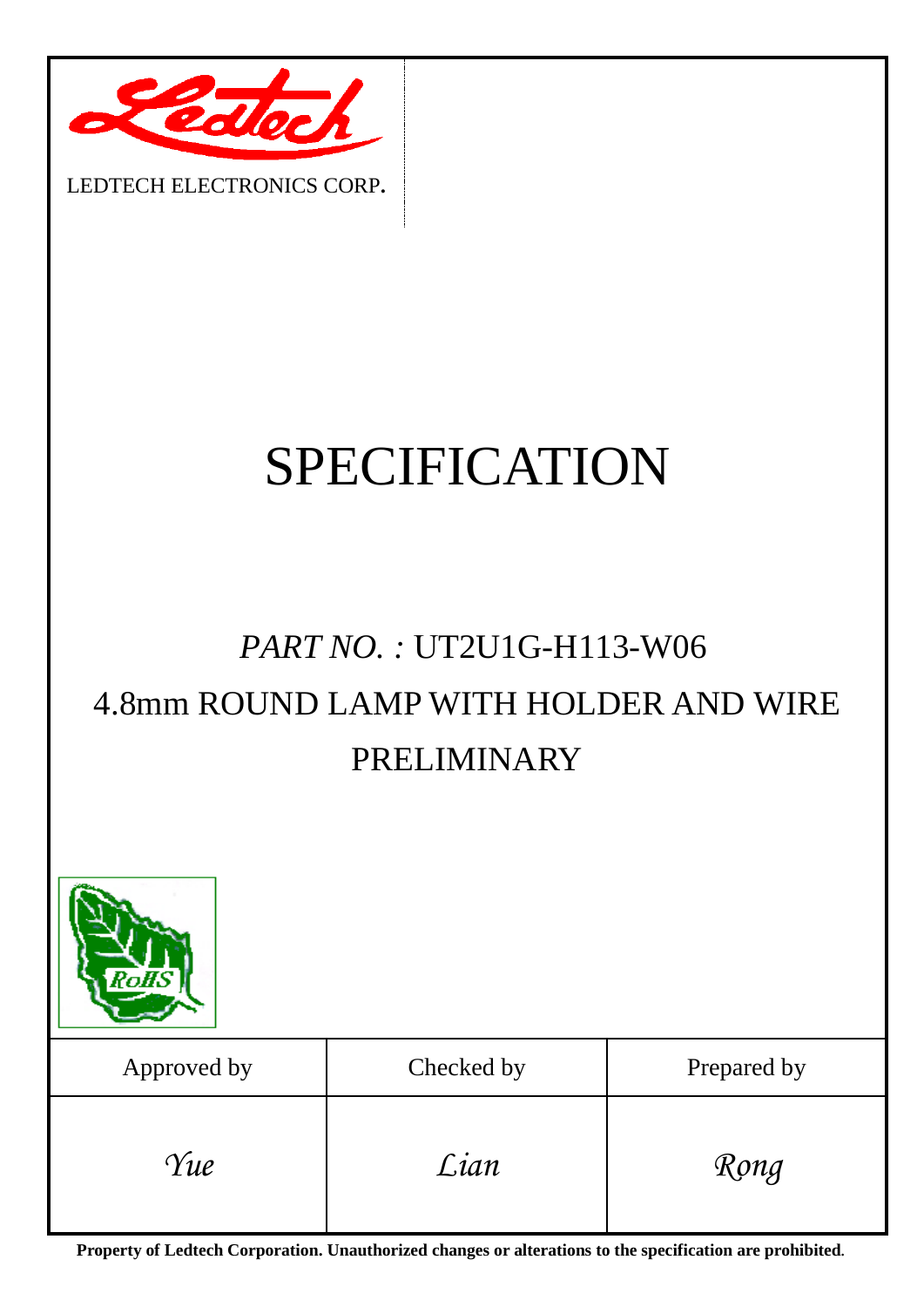LEDTECH ELECTRONICS CORP.

# SPECIFICATION

## *PART NO. :* UT2U1G-H113-W06

## 4.8mm ROUND LAMP WITH HOLDER AND WIRE

## PRELIMINARY

| Approved by | Checked by | Prepared by |
| --- | --- | --- |
| *Yue* | *Lian* | *Rong* |

**Property of Ledtech Corporation. Unauthorized changes or alterations to the specification are prohibited.**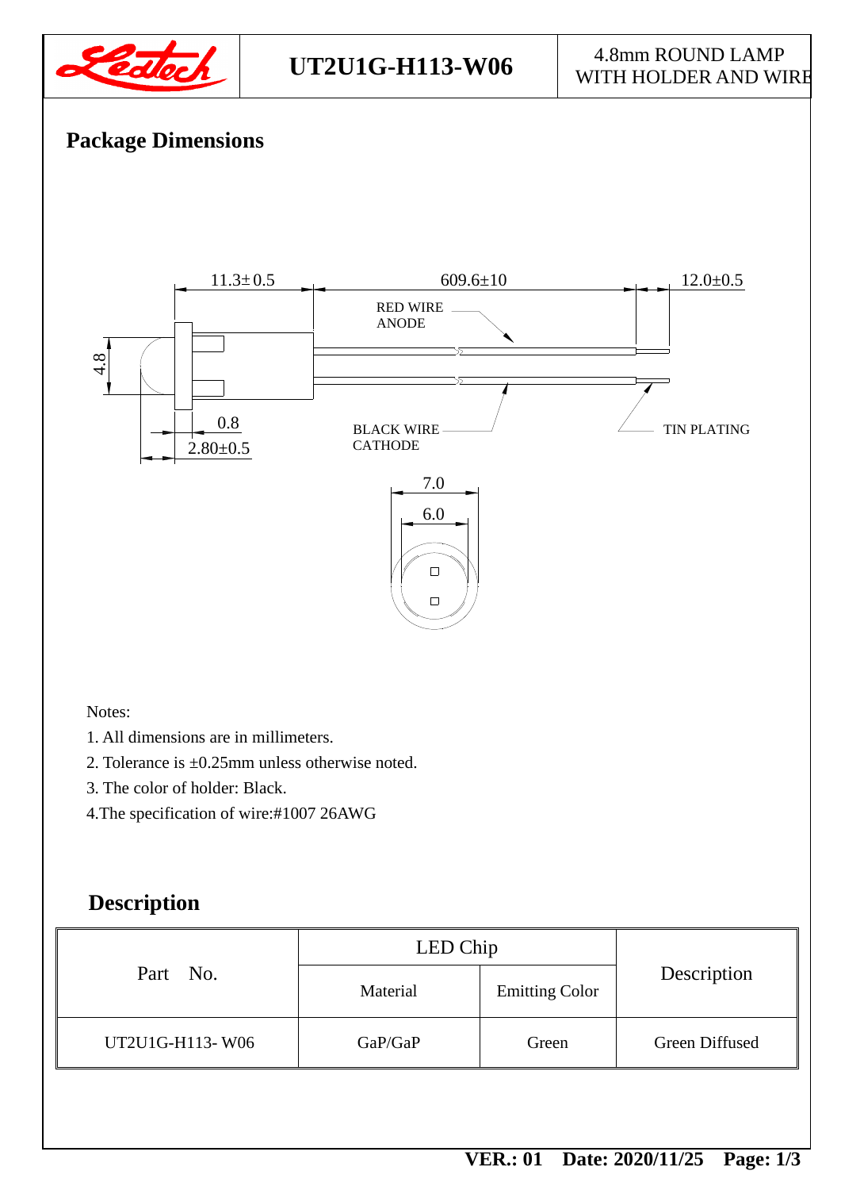| | UT2U1G-H113-W06 | 4.8mm ROUND LAMP WITH HOLDER AND WIRE |
|---|---|---|

## Package Dimensions

11.3± 0.5 609.6±10 12.0±0.5

RED WIRE ANODE

4.8

0.8

2.80±0.5

BLACK WIRE CATHODE

TIN PLATING

7.0

6.0

Notes:

1. All dimensions are in millimeters.
2. Tolerance is ±0.25mm unless otherwise noted.
3. The color of holder: Black.
4. The specification of wire:#1007 26AWG

## Description

| Part No. | LED Chip | | Description |
|---|---|---|---|
| | Material | Emitting Color | |
| UT2U1G-H113- W06 | GaP/GaP | Green | Green Diffused |

VER.: 01 Date: 2020/11/25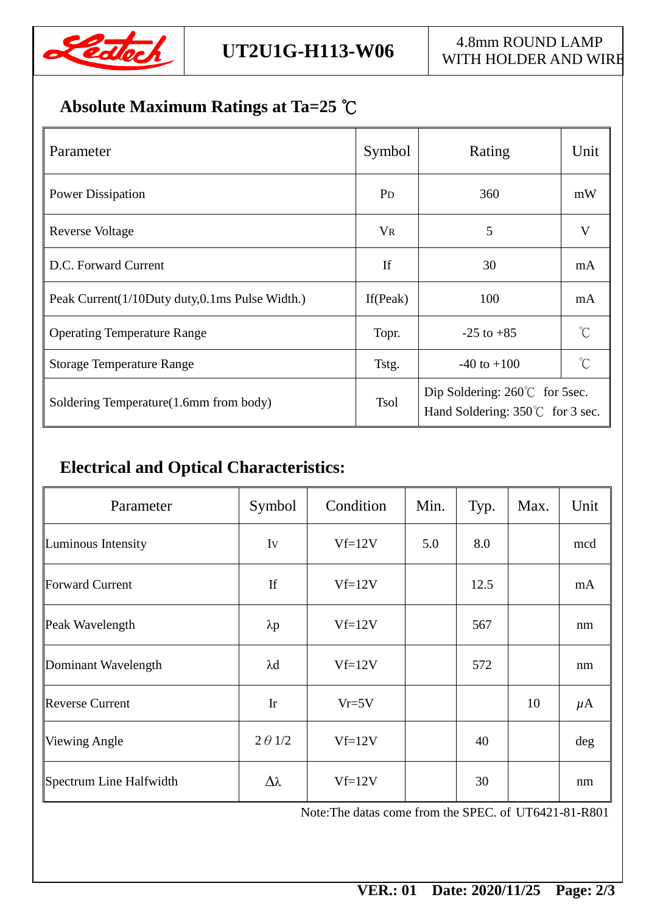## Absolute Maximum Ratings at Ta=25 ℃

| Parameter | Symbol | Rating | Unit |
|---|---|---|---|
| Power Dissipation | $P_D$ | 360 | mW |
| Reverse Voltage | $V_R$ | 5 | V |
| D.C. Forward Current | If | 30 | mA |
| Peak Current(1/10Duty duty,0.1ms Pulse Width.) | If(Peak) | 100 | mA |
| Operating Temperature Range | Topr. | -25 to +85 | ℃ |
| Storage Temperature Range | Tstg. | -40 to +100 | ℃ |
| Soldering Temperature(1.6mm from body) | Tsol | Dip Soldering: 260℃ for 5sec. Hand Soldering: 350℃ for 3 sec. | |

## Electrical and Optical Characteristics:

| Parameter | Symbol | Condition | Min. | Typ. | Max. | Unit |
|---|---|---|---|---|---|---|
| Luminous Intensity | Iv | Vf=12V | 5.0 | 8.0 | | mcd |
| Forward Current | If | Vf=12V | | 12.5 | | mA |
| Peak Wavelength | λp | Vf=12V | | 567 | | nm |
| Dominant Wavelength | λd | Vf=12V | | 572 | | nm |
| Reverse Current | Ir | Vr=5V | | | 10 | μA |
| Viewing Angle | 2θ1/2 | Vf=12V | | 40 | | deg |
| Spectrum Line Halfwidth | Δλ | Vf=12V | | 30 | | nm |

Note:The datas come from the SPEC. of UT6421-81-R801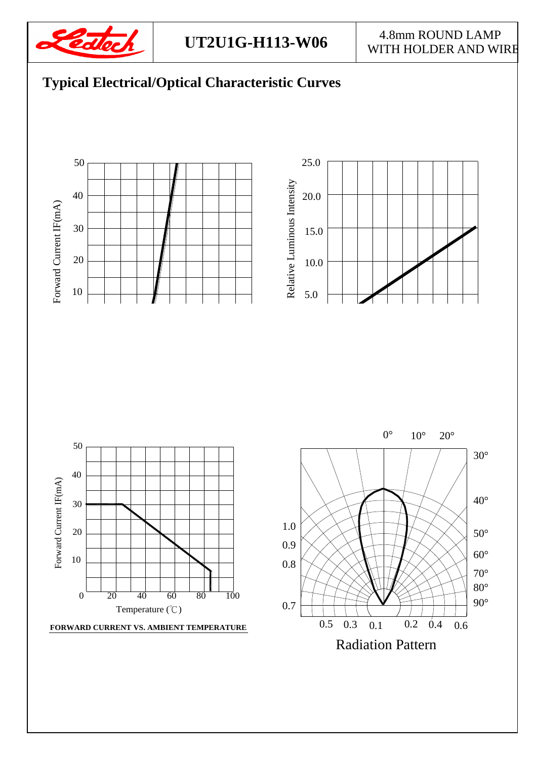## Typical Electrical/Optical Characteristic Curves

Forward Current IF(mA)

50
40
30
20
10

Relative Luminous Intensity

25.0
20.0
15.0
10.0
5.0

Forward Current IF(mA)

50
40
30
20
10
0

0 20 40 60 80 100

Temperature (℃)

**FORWARD CURRENT VS. AMBIENT TEMPERATURE**

0° 10° 20° 30° 40° 50° 60° 70° 80° 90°

1.0
0.9
0.8
0.7

0.5 0.3 0.1 0.2 0.4 0.6

Radiation Pattern